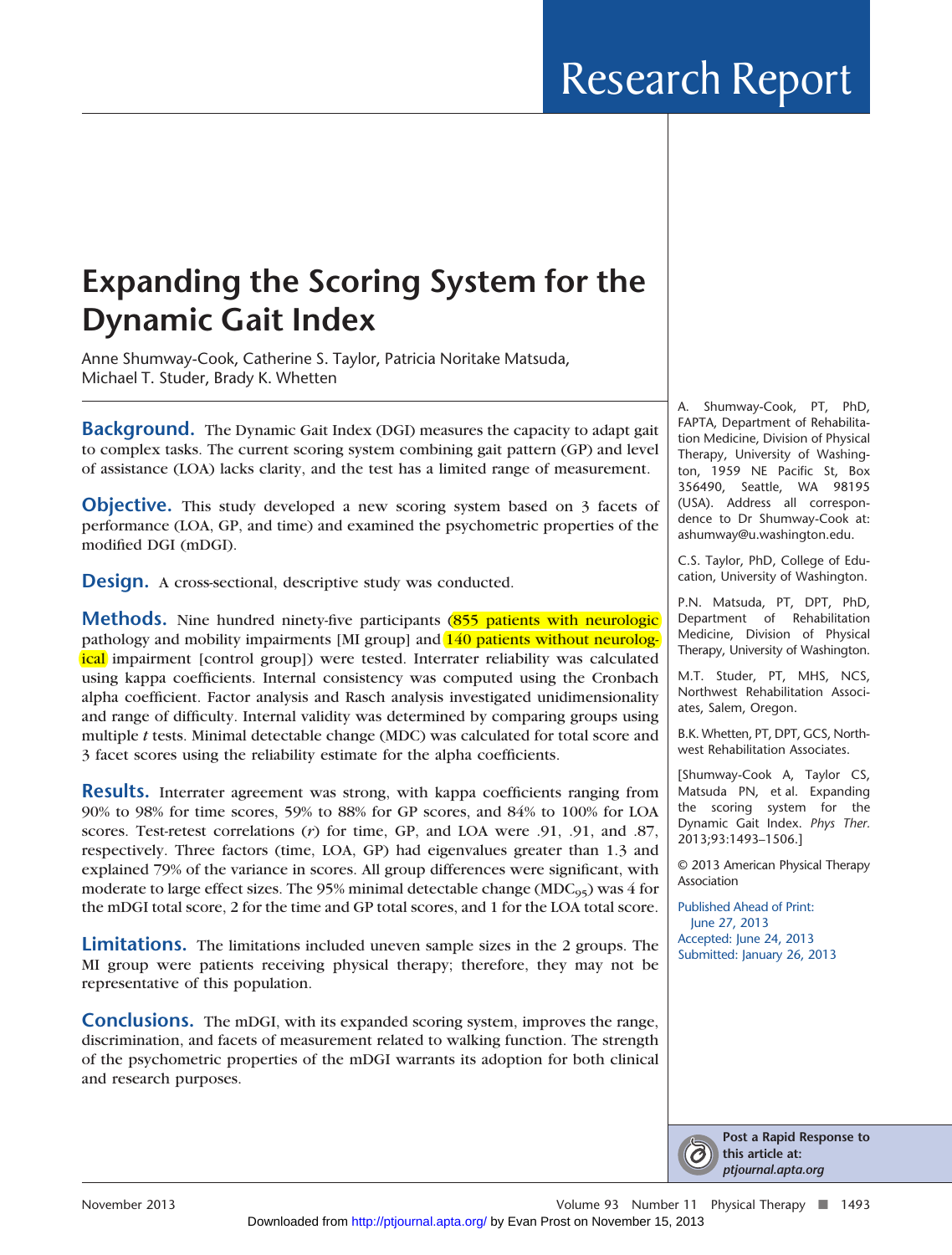# Expanding the Scoring System for the Dynamic Gait Index

Anne Shumway-Cook, Catherine S. Taylor, Patricia Noritake Matsuda, Michael T. Studer, Brady K. Whetten

**Background.** The Dynamic Gait Index (DGI) measures the capacity to adapt gait to complex tasks. The current scoring system combining gait pattern (GP) and level of assistance (LOA) lacks clarity, and the test has a limited range of measurement.

**Objective.** This study developed a new scoring system based on 3 facets of performance (LOA, GP, and time) and examined the psychometric properties of the modified DGI (mDGI).

**Design.** A cross-sectional, descriptive study was conducted.

**Methods.** Nine hundred ninety-five participants (855 patients with neurologic pathology and mobility impairments [MI group] and 140 patients without neurological impairment [control group]) were tested. Interrater reliability was calculated using kappa coefficients. Internal consistency was computed using the Cronbach alpha coefficient. Factor analysis and Rasch analysis investigated unidimensionality and range of difficulty. Internal validity was determined by comparing groups using multiple *t* tests. Minimal detectable change (MDC) was calculated for total score and 3 facet scores using the reliability estimate for the alpha coefficients.

**Results.** Interrater agreement was strong, with kappa coefficients ranging from 90% to 98% for time scores, 59% to 88% for GP scores, and 84% to 100% for LOA scores. Test-retest correlations (*r*) for time, GP, and LOA were .91, .91, and .87, respectively. Three factors (time, LOA, GP) had eigenvalues greater than 1.3 and explained 79% of the variance in scores. All group differences were significant, with moderate to large effect sizes. The 95% minimal detectable change ($MDC_{95}$) was 4 for the mDGI total score, 2 for the time and GP total scores, and 1 for the LOA total score.

**Limitations.** The limitations included uneven sample sizes in the 2 groups. The MI group were patients receiving physical therapy; therefore, they may not be representative of this population.

**Conclusions.** The mDGI, with its expanded scoring system, improves the range, discrimination, and facets of measurement related to walking function. The strength of the psychometric properties of the mDGI warrants its adoption for both clinical and research purposes.

A. Shumway-Cook, PT, PhD, FAPTA, Department of Rehabilitation Medicine, Division of Physical Therapy, University of Washington, 1959 NE Pacific St, Box 356490, Seattle, WA 98195 (USA). Address all correspondence to Dr Shumway-Cook at: ashumway@u.washington.edu.

C.S. Taylor, PhD, College of Education, University of Washington.

P.N. Matsuda, PT, DPT, PhD, Department of Rehabilitation Medicine, Division of Physical Therapy, University of Washington.

M.T. Studer, PT, MHS, NCS, Northwest Rehabilitation Associates, Salem, Oregon.

B.K. Whetten, PT, DPT, GCS, Northwest Rehabilitation Associates.

[Shumway-Cook A, Taylor CS, Matsuda PN, et al. Expanding the scoring system for the Dynamic Gait Index. *Phys Ther.* 2013;93:1493–1506.]

© 2013 American Physical Therapy Association

Published Ahead of Print: June 27, 2013
Accepted: June 24, 2013
Submitted: January 26, 2013

**Post a Rapid Response to this article at:** ***ptjournal.apta.org***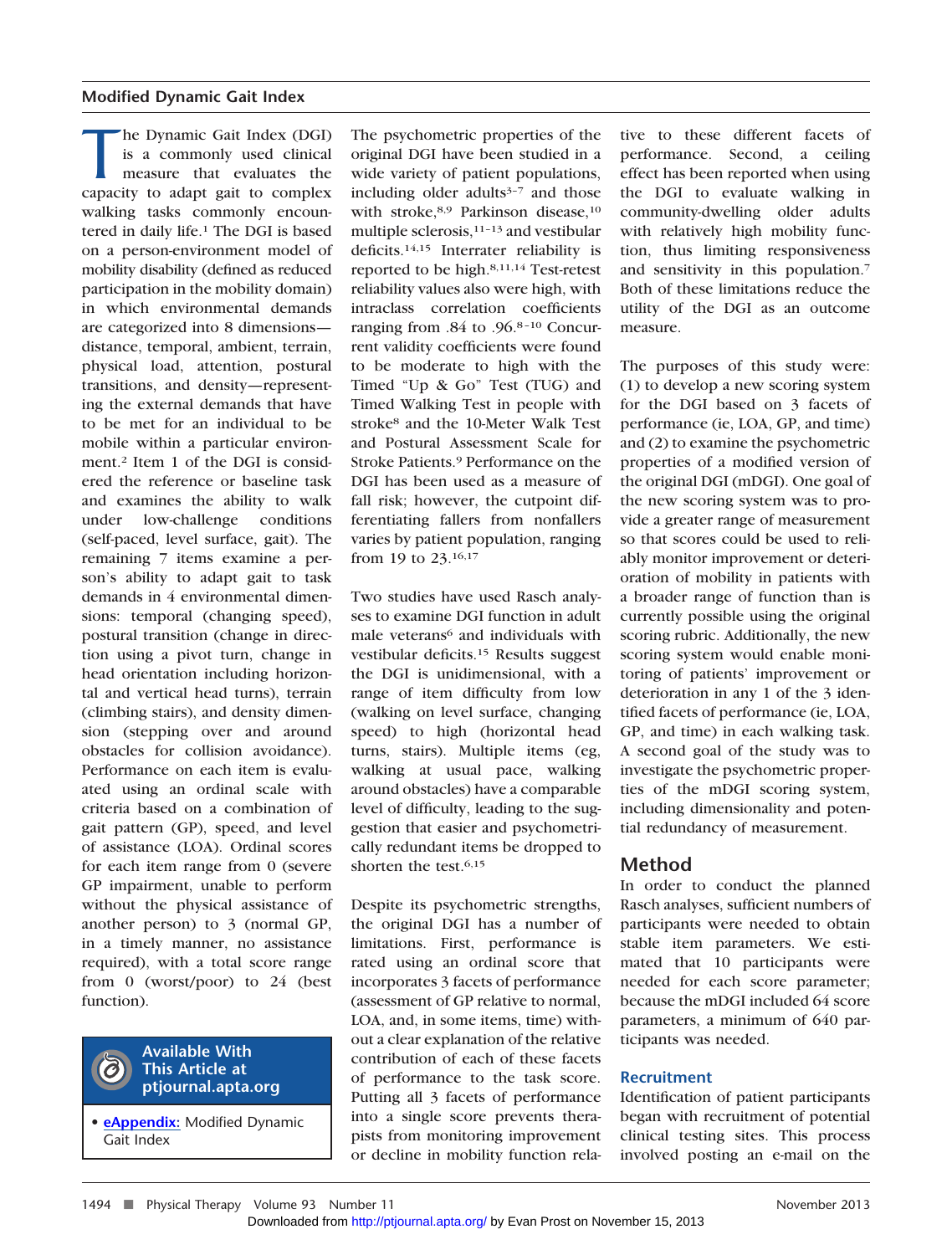The Dynamic Gait Index (DGI) is a commonly used clinical measure that evaluates the capacity to adapt gait to complex walking tasks commonly encountered in daily life.[1] The DGI is based on a person-environment model of mobility disability (defined as reduced participation in the mobility domain) in which environmental demands are categorized into 8 dimensions—distance, temporal, ambient, terrain, physical load, attention, postural transitions, and density—representing the external demands that have to be met for an individual to be mobile within a particular environment.[2] Item 1 of the DGI is considered the reference or baseline task and examines the ability to walk under low-challenge conditions (self-paced, level surface, gait). The remaining 7 items examine a person's ability to adapt gait to task demands in 4 environmental dimensions: temporal (changing speed), postural transition (change in direction using a pivot turn, change in head orientation including horizontal and vertical head turns), terrain (climbing stairs), and density dimension (stepping over and around obstacles for collision avoidance). Performance on each item is evaluated using an ordinal scale with criteria based on a combination of gait pattern (GP), speed, and level of assistance (LOA). Ordinal scores for each item range from 0 (severe GP impairment, unable to perform without the physical assistance of another person) to 3 (normal GP, in a timely manner, no assistance required), with a total score range from 0 (worst/poor) to 24 (best function).

**Available With This Article at ptjournal.apta.org**

- **eAppendix:** Modified Dynamic Gait Index

The psychometric properties of the original DGI have been studied in a wide variety of patient populations, including older adults[3–7] and those with stroke,[8,9] Parkinson disease,[10] multiple sclerosis,[11–13] and vestibular deficits.[14,15] Interrater reliability is reported to be high.[8,11,14] Test-retest reliability values also were high, with intraclass correlation coefficients ranging from .84 to .96.[8–10] Concurrent validity coefficients were found to be moderate to high with the Timed "Up & Go" Test (TUG) and Timed Walking Test in people with stroke[8] and the 10-Meter Walk Test and Postural Assessment Scale for Stroke Patients.[9] Performance on the DGI has been used as a measure of fall risk; however, the cutpoint differentiating fallers from nonfallers varies by patient population, ranging from 19 to 23.[16,17]

Two studies have used Rasch analyses to examine DGI function in adult male veterans[6] and individuals with vestibular deficits.[15] Results suggest the DGI is unidimensional, with a range of item difficulty from low (walking on level surface, changing speed) to high (horizontal head turns, stairs). Multiple items (eg, walking at usual pace, walking around obstacles) have a comparable level of difficulty, leading to the suggestion that easier and psychometrically redundant items be dropped to shorten the test.[6,15]

Despite its psychometric strengths, the original DGI has a number of limitations. First, performance is rated using an ordinal score that incorporates 3 facets of performance (assessment of GP relative to normal, LOA, and, in some items, time) without a clear explanation of the relative contribution of each of these facets of performance to the task score. Putting all 3 facets of performance into a single score prevents therapists from monitoring improvement or decline in mobility function relative to these different facets of performance. Second, a ceiling effect has been reported when using the DGI to evaluate walking in community-dwelling older adults with relatively high mobility function, thus limiting responsiveness and sensitivity in this population.[7] Both of these limitations reduce the utility of the DGI as an outcome measure.

The purposes of this study were: (1) to develop a new scoring system for the DGI based on 3 facets of performance (ie, LOA, GP, and time) and (2) to examine the psychometric properties of a modified version of the original DGI (mDGI). One goal of the new scoring system was to provide a greater range of measurement so that scores could be used to reliably monitor improvement or deterioration of mobility in patients with a broader range of function than is currently possible using the original scoring rubric. Additionally, the new scoring system would enable monitoring of patients' improvement or deterioration in any 1 of the 3 identified facets of performance (ie, LOA, GP, and time) in each walking task. A second goal of the study was to investigate the psychometric properties of the mDGI scoring system, including dimensionality and potential redundancy of measurement.

## Method

In order to conduct the planned Rasch analyses, sufficient numbers of participants were needed to obtain stable item parameters. We estimated that 10 participants were needed for each score parameter; because the mDGI included 64 score parameters, a minimum of 640 participants was needed.

### Recruitment

Identification of patient participants began with recruitment of potential clinical testing sites. This process involved posting an e-mail on the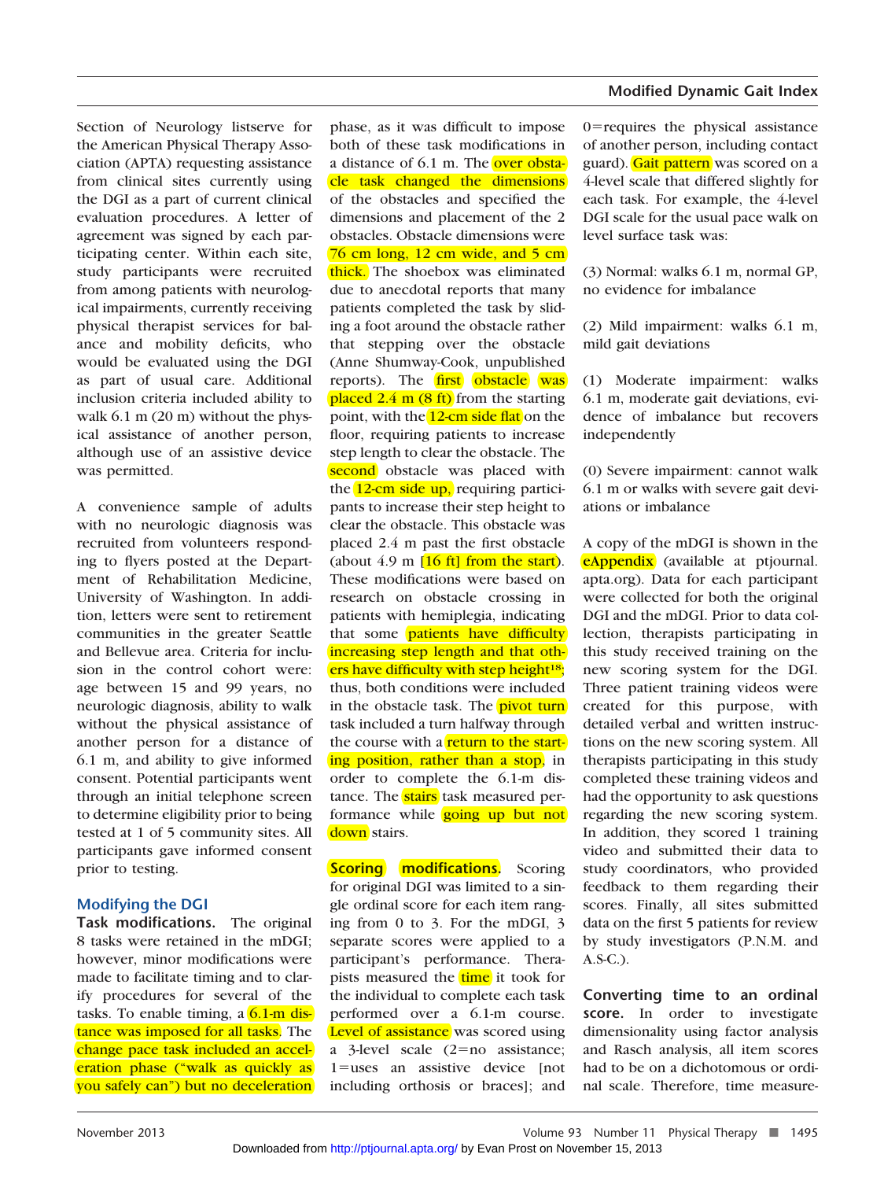Section of Neurology listserve for the American Physical Therapy Association (APTA) requesting assistance from clinical sites currently using the DGI as a part of current clinical evaluation procedures. A letter of agreement was signed by each participating center. Within each site, study participants were recruited from among patients with neurological impairments, currently receiving physical therapist services for balance and mobility deficits, who would be evaluated using the DGI as part of usual care. Additional inclusion criteria included ability to walk 6.1 m (20 m) without the physical assistance of another person, although use of an assistive device was permitted.

A convenience sample of adults with no neurologic diagnosis was recruited from volunteers responding to flyers posted at the Department of Rehabilitation Medicine, University of Washington. In addition, letters were sent to retirement communities in the greater Seattle and Bellevue area. Criteria for inclusion in the control cohort were: age between 15 and 99 years, no neurologic diagnosis, ability to walk without the physical assistance of another person for a distance of 6.1 m, and ability to give informed consent. Potential participants went through an initial telephone screen to determine eligibility prior to being tested at 1 of 5 community sites. All participants gave informed consent prior to testing.

### Modifying the DGI

**Task modifications.** The original 8 tasks were retained in the mDGI; however, minor modifications were made to facilitate timing and to clarify procedures for several of the tasks. To enable timing, a 6.1-m distance was imposed for all tasks. The change pace task included an acceleration phase ("walk as quickly as you safely can") but no deceleration phase, as it was difficult to impose both of these task modifications in a distance of 6.1 m. The over obstacle task changed the dimensions of the obstacles and specified the dimensions and placement of the 2 obstacles. Obstacle dimensions were 76 cm long, 12 cm wide, and 5 cm thick. The shoebox was eliminated due to anecdotal reports that many patients completed the task by sliding a foot around the obstacle rather that stepping over the obstacle (Anne Shumway-Cook, unpublished reports). The first obstacle was placed 2.4 m (8 ft) from the starting point, with the 12-cm side flat on the floor, requiring patients to increase step length to clear the obstacle. The second obstacle was placed with the 12-cm side up, requiring participants to increase their step height to clear the obstacle. This obstacle was placed 2.4 m past the first obstacle (about 4.9 m [16 ft] from the start). These modifications were based on research on obstacle crossing in patients with hemiplegia, indicating that some patients have difficulty increasing step length and that others have difficulty with step height[18]; thus, both conditions were included in the obstacle task. The pivot turn task included a turn halfway through the course with a return to the starting position, rather than a stop, in order to complete the 6.1-m distance. The stairs task measured performance while going up but not down stairs.

**Scoring modifications.** Scoring for original DGI was limited to a single ordinal score for each item ranging from 0 to 3. For the mDGI, 3 separate scores were applied to a participant's performance. Therapists measured the time it took for the individual to complete each task performed over a 6.1-m course. Level of assistance was scored using a 3-level scale (2=no assistance; 1=uses an assistive device [not including orthosis or braces]; and 0=requires the physical assistance of another person, including contact guard). Gait pattern was scored on a 4-level scale that differed slightly for each task. For example, the 4-level DGI scale for the usual pace walk on level surface task was:

(3) Normal: walks 6.1 m, normal GP, no evidence for imbalance

(2) Mild impairment: walks 6.1 m, mild gait deviations

(1) Moderate impairment: walks 6.1 m, moderate gait deviations, evidence of imbalance but recovers independently

(0) Severe impairment: cannot walk 6.1 m or walks with severe gait deviations or imbalance

A copy of the mDGI is shown in the eAppendix (available at ptjournal.apta.org). Data for each participant were collected for both the original DGI and the mDGI. Prior to data collection, therapists participating in this study received training on the new scoring system for the DGI. Three patient training videos were created for this purpose, with detailed verbal and written instructions on the new scoring system. All therapists participating in this study completed these training videos and had the opportunity to ask questions regarding the new scoring system. In addition, they scored 1 training video and submitted their data to study coordinators, who provided feedback to them regarding their scores. Finally, all sites submitted data on the first 5 patients for review by study investigators (P.N.M. and A.S-C.).

**Converting time to an ordinal score.** In order to investigate dimensionality using factor analysis and Rasch analysis, all item scores had to be on a dichotomous or ordinal scale. Therefore, time measure-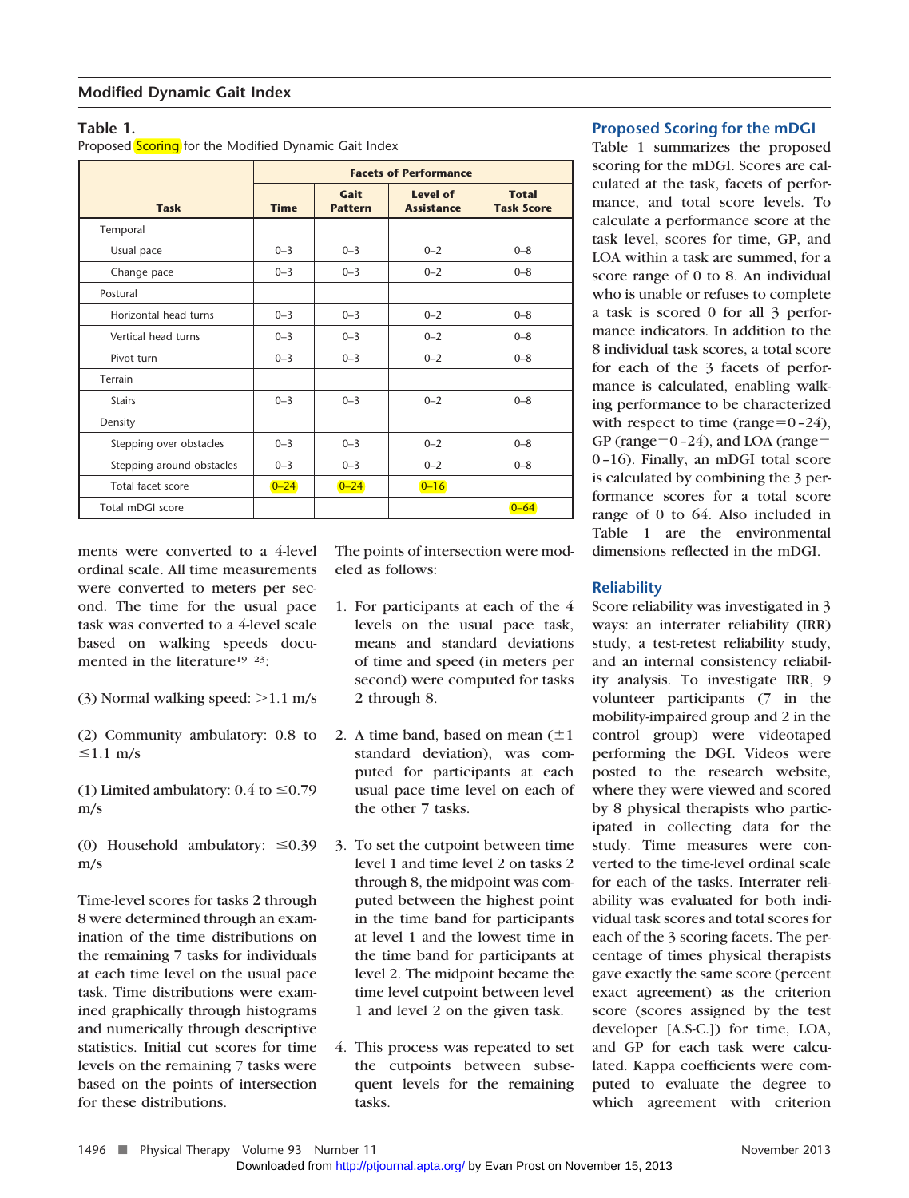**Table 1.**
Proposed Scoring for the Modified Dynamic Gait Index

| Task | Facets of Performance | | | |
|---|---|---|---|---|
| | Time | Gait Pattern | Level of Assistance | Total Task Score |
| Temporal | | | | |
| Usual pace | 0–3 | 0–3 | 0–2 | 0–8 |
| Change pace | 0–3 | 0–3 | 0–2 | 0–8 |
| Postural | | | | |
| Horizontal head turns | 0–3 | 0–3 | 0–2 | 0–8 |
| Vertical head turns | 0–3 | 0–3 | 0–2 | 0–8 |
| Pivot turn | 0–3 | 0–3 | 0–2 | 0–8 |
| Terrain | | | | |
| Stairs | 0–3 | 0–3 | 0–2 | 0–8 |
| Density | | | | |
| Stepping over obstacles | 0–3 | 0–3 | 0–2 | 0–8 |
| Stepping around obstacles | 0–3 | 0–3 | 0–2 | 0–8 |
| Total facet score | 0–24 | 0–24 | 0–16 | |
| Total mDGI score | | | | 0–64 |

ments were converted to a 4-level ordinal scale. All time measurements were converted to meters per second. The time for the usual pace task was converted to a 4-level scale based on walking speeds documented in the literature[19–23]:

(3) Normal walking speed: >1.1 m/s

(2) Community ambulatory: 0.8 to ≤1.1 m/s

(1) Limited ambulatory: 0.4 to ≤0.79 m/s

(0) Household ambulatory: ≤0.39 m/s

Time-level scores for tasks 2 through 8 were determined through an examination of the time distributions on the remaining 7 tasks for individuals at each time level on the usual pace task. Time distributions were examined graphically through histograms and numerically through descriptive statistics. Initial cut scores for time levels on the remaining 7 tasks were based on the points of intersection for these distributions.

The points of intersection were modeled as follows:

1. For participants at each of the 4 levels on the usual pace task, means and standard deviations of time and speed (in meters per second) were computed for tasks 2 through 8.
2. A time band, based on mean (±1 standard deviation), was computed for participants at each usual pace time level on each of the other 7 tasks.
3. To set the cutpoint between time level 1 and time level 2 on tasks 2 through 8, the midpoint was computed between the highest point in the time band for participants at level 1 and the lowest time in the time band for participants at level 2. The midpoint became the time level cutpoint between level 1 and level 2 on the given task.
4. This process was repeated to set the cutpoints between subsequent levels for the remaining tasks.

## Proposed Scoring for the mDGI

Table 1 summarizes the proposed scoring for the mDGI. Scores are calculated at the task, facets of performance, and total score levels. To calculate a performance score at the task level, scores for time, GP, and LOA within a task are summed, for a score range of 0 to 8. An individual who is unable or refuses to complete a task is scored 0 for all 3 performance indicators. In addition to the 8 individual task scores, a total score for each of the 3 facets of performance is calculated, enabling walking performance to be characterized with respect to time (range=0–24), GP (range=0–24), and LOA (range=0–16). Finally, an mDGI total score is calculated by combining the 3 performance scores for a total score range of 0 to 64. Also included in Table 1 are the environmental dimensions reflected in the mDGI.

## Reliability

Score reliability was investigated in 3 ways: an interrater reliability (IRR) study, a test-retest reliability study, and an internal consistency reliability analysis. To investigate IRR, 9 volunteer participants (7 in the mobility-impaired group and 2 in the control group) were videotaped performing the DGI. Videos were posted to the research website, where they were viewed and scored by 8 physical therapists who participated in collecting data for the study. Time measures were converted to the time-level ordinal scale for each of the tasks. Interrater reliability was evaluated for both individual task scores and total scores for each of the 3 scoring facets. The percentage of times physical therapists gave exactly the same score (percent exact agreement) as the criterion score (scores assigned by the test developer [A.S-C.]) for time, LOA, and GP for each task were calculated. Kappa coefficients were computed to evaluate the degree to which agreement with criterion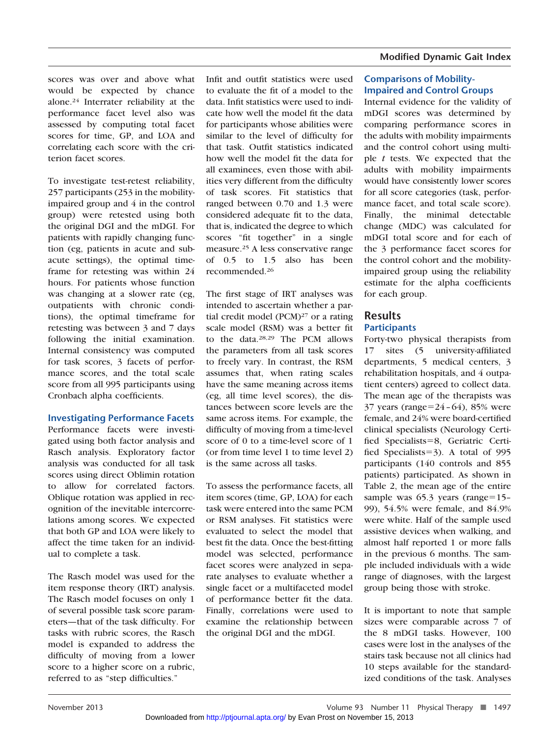scores was over and above what would be expected by chance alone.[24] Interrater reliability at the performance facet level also was assessed by computing total facet scores for time, GP, and LOA and correlating each score with the criterion facet scores.

To investigate test-retest reliability, 257 participants (253 in the mobility-impaired group and 4 in the control group) were retested using both the original DGI and the mDGI. For patients with rapidly changing function (eg, patients in acute and subacute settings), the optimal timeframe for retesting was within 24 hours. For patients whose function was changing at a slower rate (eg, outpatients with chronic conditions), the optimal timeframe for retesting was between 3 and 7 days following the initial examination. Internal consistency was computed for task scores, 3 facets of performance scores, and the total scale score from all 995 participants using Cronbach alpha coefficients.

### Investigating Performance Facets

Performance facets were investigated using both factor analysis and Rasch analysis. Exploratory factor analysis was conducted for all task scores using direct Oblimin rotation to allow for correlated factors. Oblique rotation was applied in recognition of the inevitable intercorrelations among scores. We expected that both GP and LOA were likely to affect the time taken for an individual to complete a task.

The Rasch model was used for the item response theory (IRT) analysis. The Rasch model focuses on only 1 of several possible task score parameters—that of the task difficulty. For tasks with rubric scores, the Rasch model is expanded to address the difficulty of moving from a lower score to a higher score on a rubric, referred to as "step difficulties."

Infit and outfit statistics were used to evaluate the fit of a model to the data. Infit statistics were used to indicate how well the model fit the data for participants whose abilities were similar to the level of difficulty for that task. Outfit statistics indicated how well the model fit the data for all examinees, even those with abilities very different from the difficulty of task scores. Fit statistics that ranged between 0.70 and 1.3 were considered adequate fit to the data, that is, indicated the degree to which scores "fit together" in a single measure.[25] A less conservative range of 0.5 to 1.5 also has been recommended.[26]

The first stage of IRT analyses was intended to ascertain whether a partial credit model (PCM)[27] or a rating scale model (RSM) was a better fit to the data.[28,29] The PCM allows the parameters from all task scores to freely vary. In contrast, the RSM assumes that, when rating scales have the same meaning across items (eg, all time level scores), the distances between score levels are the same across items. For example, the difficulty of moving from a time-level score of 0 to a time-level score of 1 (or from time level 1 to time level 2) is the same across all tasks.

To assess the performance facets, all item scores (time, GP, LOA) for each task were entered into the same PCM or RSM analyses. Fit statistics were evaluated to select the model that best fit the data. Once the best-fitting model was selected, performance facet scores were analyzed in separate analyses to evaluate whether a single facet or a multifaceted model of performance better fit the data. Finally, correlations were used to examine the relationship between the original DGI and the mDGI.

### Comparisons of Mobility-Impaired and Control Groups

Internal evidence for the validity of mDGI scores was determined by comparing performance scores in the adults with mobility impairments and the control cohort using multiple $t$ tests. We expected that the adults with mobility impairments would have consistently lower scores for all score categories (task, performance facet, and total scale score). Finally, the minimal detectable change (MDC) was calculated for mDGI total score and for each of the 3 performance facet scores for the control cohort and the mobility-impaired group using the reliability estimate for the alpha coefficients for each group.

## Results

### Participants

Forty-two physical therapists from 17 sites (5 university-affiliated departments, 5 medical centers, 3 rehabilitation hospitals, and 4 outpatient centers) agreed to collect data. The mean age of the therapists was 37 years (range=24–64), 85% were female, and 24% were board-certified clinical specialists (Neurology Certified Specialists=8, Geriatric Certified Specialists=3). A total of 995 participants (140 controls and 855 patients) participated. As shown in Table 2, the mean age of the entire sample was 65.3 years (range=15–99), 54.5% were female, and 84.9% were white. Half of the sample used assistive devices when walking, and almost half reported 1 or more falls in the previous 6 months. The sample included individuals with a wide range of diagnoses, with the largest group being those with stroke.

It is important to note that sample sizes were comparable across 7 of the 8 mDGI tasks. However, 100 cases were lost in the analyses of the stairs task because not all clinics had 10 steps available for the standardized conditions of the task. Analyses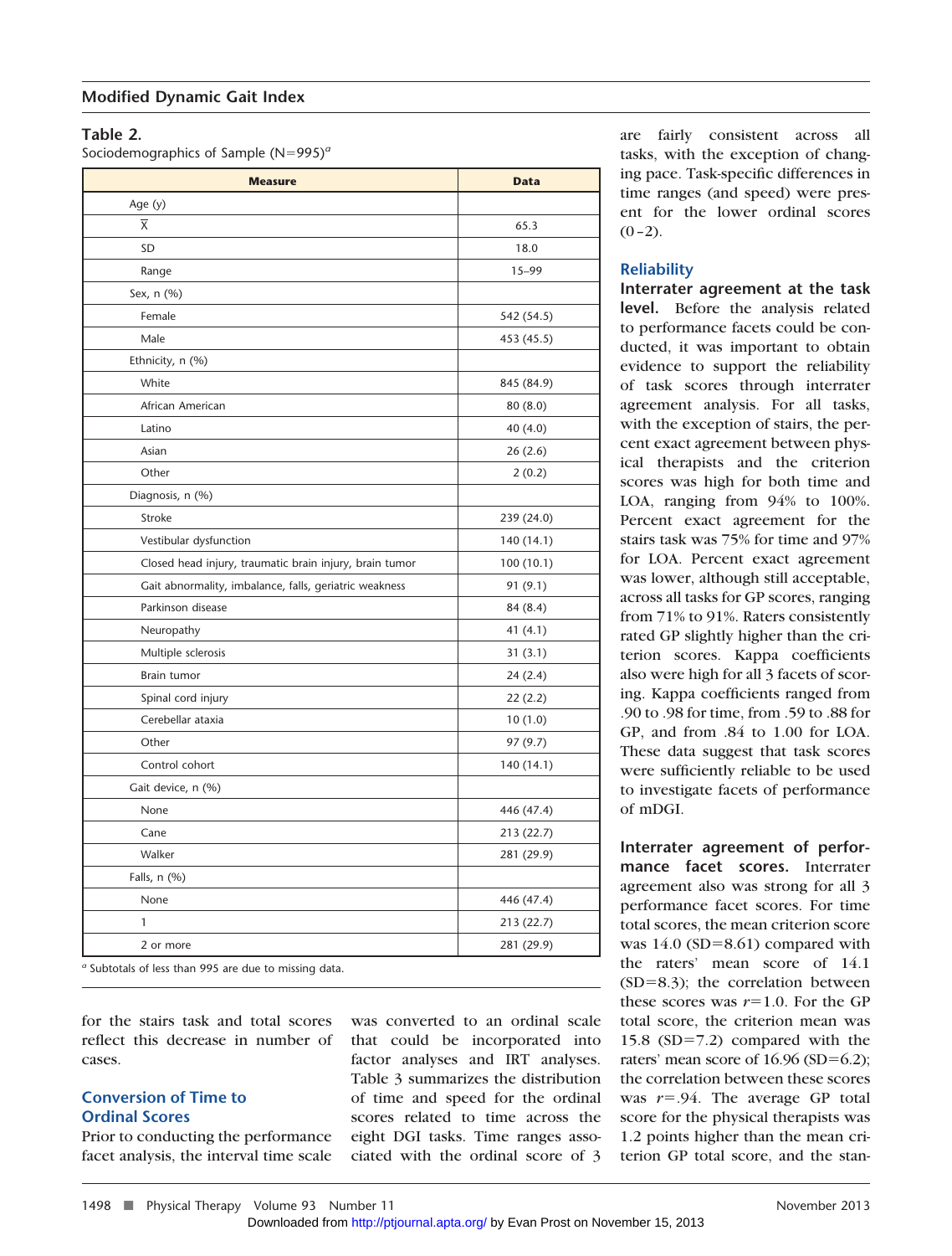**Table 2.**
Sociodemographics of Sample (N=995)[a]

| Measure | Data |
|---|---|
| Age (y) | |
| X̄ | 65.3 |
| SD | 18.0 |
| Range | 15–99 |
| Sex, n (%) | |
| Female | 542 (54.5) |
| Male | 453 (45.5) |
| Ethnicity, n (%) | |
| White | 845 (84.9) |
| African American | 80 (8.0) |
| Latino | 40 (4.0) |
| Asian | 26 (2.6) |
| Other | 2 (0.2) |
| Diagnosis, n (%) | |
| Stroke | 239 (24.0) |
| Vestibular dysfunction | 140 (14.1) |
| Closed head injury, traumatic brain injury, brain tumor | 100 (10.1) |
| Gait abnormality, imbalance, falls, geriatric weakness | 91 (9.1) |
| Parkinson disease | 84 (8.4) |
| Neuropathy | 41 (4.1) |
| Multiple sclerosis | 31 (3.1) |
| Brain tumor | 24 (2.4) |
| Spinal cord injury | 22 (2.2) |
| Cerebellar ataxia | 10 (1.0) |
| Other | 97 (9.7) |
| Control cohort | 140 (14.1) |
| Gait device, n (%) | |
| None | 446 (47.4) |
| Cane | 213 (22.7) |
| Walker | 281 (29.9) |
| Falls, n (%) | |
| None | 446 (47.4) |
| 1 | 213 (22.7) |
| 2 or more | 281 (29.9) |

[a] Subtotals of less than 995 are due to missing data.

for the stairs task and total scores reflect this decrease in number of cases.

## Conversion of Time to Ordinal Scores

Prior to conducting the performance facet analysis, the interval time scale was converted to an ordinal scale that could be incorporated into factor analyses and IRT analyses. Table 3 summarizes the distribution of time and speed for the ordinal scores related to time across the eight DGI tasks. Time ranges associated with the ordinal score of 3 are fairly consistent across all tasks, with the exception of changing pace. Task-specific differences in time ranges (and speed) were present for the lower ordinal scores (0–2).

## Reliability

**Interrater agreement at the task level.** Before the analysis related to performance facets could be conducted, it was important to obtain evidence to support the reliability of task scores through interrater agreement analysis. For all tasks, with the exception of stairs, the percent exact agreement between physical therapists and the criterion scores was high for both time and LOA, ranging from 94% to 100%. Percent exact agreement for the stairs task was 75% for time and 97% for LOA. Percent exact agreement was lower, although still acceptable, across all tasks for GP scores, ranging from 71% to 91%. Raters consistently rated GP slightly higher than the criterion scores. Kappa coefficients also were high for all 3 facets of scoring. Kappa coefficients ranged from .90 to .98 for time, from .59 to .88 for GP, and from .84 to 1.00 for LOA. These data suggest that task scores were sufficiently reliable to be used to investigate facets of performance of mDGI.

**Interrater agreement of performance facet scores.** Interrater agreement also was strong for all 3 performance facet scores. For time total scores, the mean criterion score was 14.0 (SD=8.61) compared with the raters' mean score of 14.1 (SD=8.3); the correlation between these scores was $r$=1.0. For the GP total score, the criterion mean was 15.8 (SD=7.2) compared with the raters' mean score of 16.96 (SD=6.2); the correlation between these scores was $r$=.94. The average GP total score for the physical therapists was 1.2 points higher than the mean criterion GP total score, and the stan-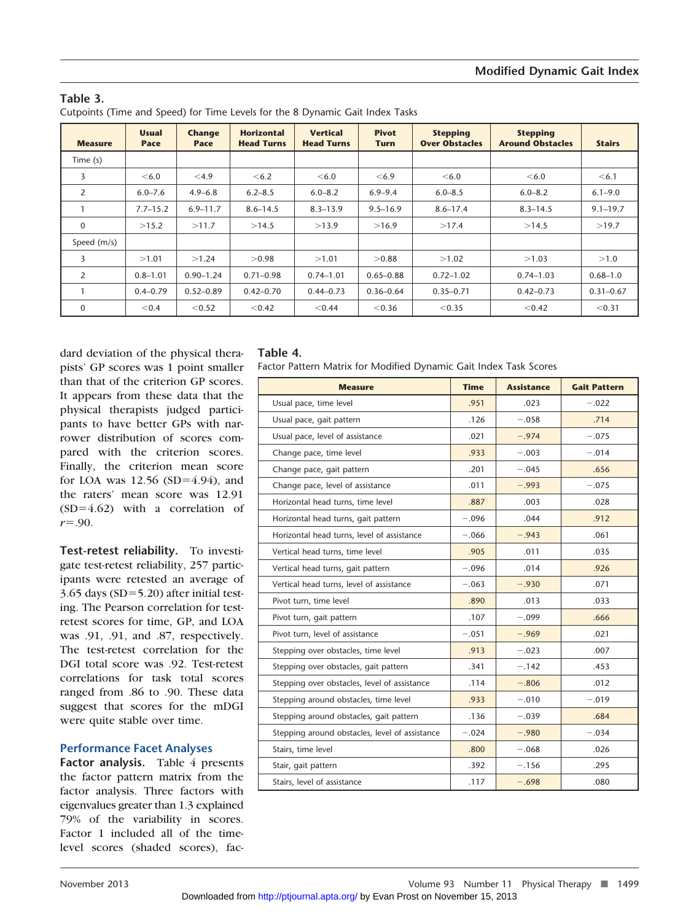**Table 3.**
Cutpoints (Time and Speed) for Time Levels for the 8 Dynamic Gait Index Tasks

| Measure | Usual Pace | Change Pace | Horizontal Head Turns | Vertical Head Turns | Pivot Turn | Stepping Over Obstacles | Stepping Around Obstacles | Stairs |
|---|---|---|---|---|---|---|---|---|
| Time (s) | | | | | | | | |
| 3 | <6.0 | <4.9 | <6.2 | <6.0 | <6.9 | <6.0 | <6.0 | <6.1 |
| 2 | 6.0–7.6 | 4.9–6.8 | 6.2–8.5 | 6.0–8.2 | 6.9–9.4 | 6.0–8.5 | 6.0–8.2 | 6.1–9.0 |
| 1 | 7.7–15.2 | 6.9–11.7 | 8.6–14.5 | 8.3–13.9 | 9.5–16.9 | 8.6–17.4 | 8.3–14.5 | 9.1–19.7 |
| 0 | >15.2 | >11.7 | >14.5 | >13.9 | >16.9 | >17.4 | >14.5 | >19.7 |
| Speed (m/s) | | | | | | | | |
| 3 | >1.01 | >1.24 | >0.98 | >1.01 | >0.88 | >1.02 | >1.03 | >1.0 |
| 2 | 0.8–1.01 | 0.90–1.24 | 0.71–0.98 | 0.74–1.01 | 0.65–0.88 | 0.72–1.02 | 0.74–1.03 | 0.68–1.0 |
| 1 | 0.4–0.79 | 0.52–0.89 | 0.42–0.70 | 0.44–0.73 | 0.36–0.64 | 0.35–0.71 | 0.42–0.73 | 0.31–0.67 |
| 0 | <0.4 | <0.52 | <0.42 | <0.44 | <0.36 | <0.35 | <0.42 | <0.31 |

dard deviation of the physical therapists' GP scores was 1 point smaller than that of the criterion GP scores. It appears from these data that the physical therapists judged participants to have better GPs with narrower distribution of scores compared with the criterion scores. Finally, the criterion mean score for LOA was 12.56 (SD=4.94), and the raters' mean score was 12.91 (SD=4.62) with a correlation of $r$=.90.

**Test-retest reliability.** To investigate test-retest reliability, 257 participants were retested an average of 3.65 days (SD=5.20) after initial testing. The Pearson correlation for test-retest scores for time, GP, and LOA was .91, .91, and .87, respectively. The test-retest correlation for the DGI total score was .92. Test-retest correlations for task total scores ranged from .86 to .90. These data suggest that scores for the mDGI were quite stable over time.

## Performance Facet Analyses

**Factor analysis.** Table 4 presents the factor pattern matrix from the factor analysis. Three factors with eigenvalues greater than 1.3 explained 79% of the variability in scores. Factor 1 included all of the time-level scores (shaded scores), fac-

**Table 4.**
Factor Pattern Matrix for Modified Dynamic Gait Index Task Scores

| Measure | Time | Assistance | Gait Pattern |
|---|---|---|---|
| Usual pace, time level | .951 | .023 | −.022 |
| Usual pace, gait pattern | .126 | −.058 | .714 |
| Usual pace, level of assistance | .021 | −.974 | −.075 |
| Change pace, time level | .933 | −.003 | −.014 |
| Change pace, gait pattern | .201 | −.045 | .656 |
| Change pace, level of assistance | .011 | −.993 | −.075 |
| Horizontal head turns, time level | .887 | .003 | .028 |
| Horizontal head turns, gait pattern | −.096 | .044 | .912 |
| Horizontal head turns, level of assistance | −.066 | −.943 | .061 |
| Vertical head turns, time level | .905 | .011 | .035 |
| Vertical head turns, gait pattern | −.096 | .014 | .926 |
| Vertical head turns, level of assistance | −.063 | −.930 | .071 |
| Pivot turn, time level | .890 | .013 | .033 |
| Pivot turn, gait pattern | .107 | −.099 | .666 |
| Pivot turn, level of assistance | −.051 | −.969 | .021 |
| Stepping over obstacles, time level | .913 | −.023 | .007 |
| Stepping over obstacles, gait pattern | .341 | −.142 | .453 |
| Stepping over obstacles, level of assistance | .114 | −.806 | .012 |
| Stepping around obstacles, time level | .933 | −.010 | −.019 |
| Stepping around obstacles, gait pattern | .136 | −.039 | .684 |
| Stepping around obstacles, level of assistance | −.024 | −.980 | −.034 |
| Stairs, time level | .800 | −.068 | .026 |
| Stair, gait pattern | .392 | −.156 | .295 |
| Stairs, level of assistance | .117 | −.698 | .080 |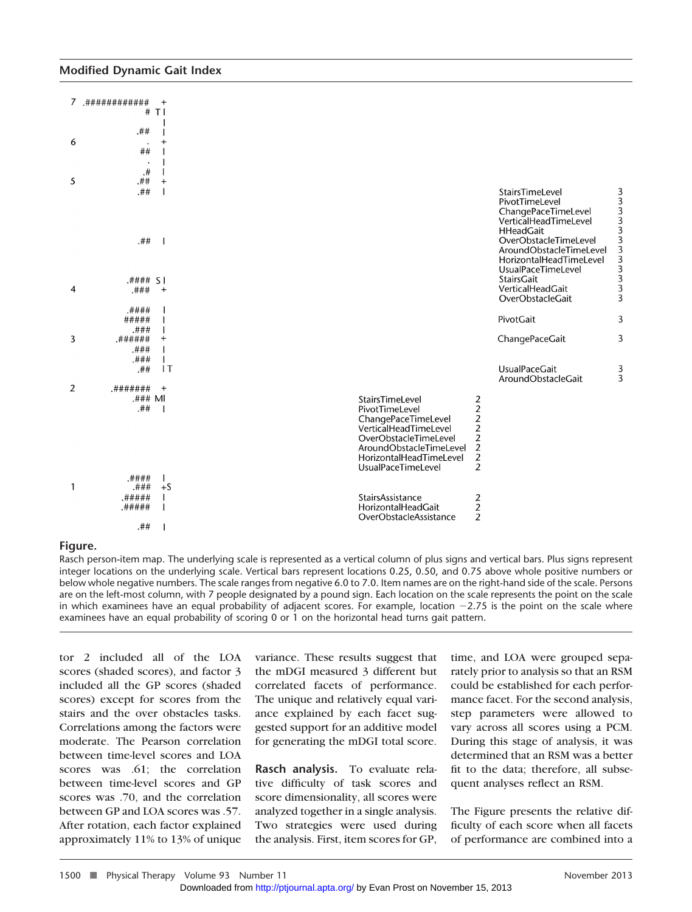```
7  .############    +
              # T|
                 |
            .##  |
6              .    +
             ##  |
               .  |
             .#  |
5           .##  +
            .##  |                                                                                              StairsTimeLevel              3
                                                                                                                PivotTimeLevel               3
                                                                                                                ChangePaceTimeLevel          3
                                                                                                                VerticalHeadTimeLevel        3
                                                                                                                HHeadGait                    3
            .##  |                                                                                              OverObstacleTimeLevel        3
                                                                                                                AroundObstacleTimeLevel      3
                                                                                                                HorizontalHeadTimeLevel      3
                                                                                                                UsualPaceTimeLevel           3
         .#### S|                                                                                               StairsGait                   3
4         .###   +                                                                                              VerticalHeadGait             3
                                                                                                                OverObstacleGait             3
         .####   |
         #####   |                                                                                              PivotGait                    3
          .###   |
3       .######  +                                                                                              ChangePaceGait               3
          .###   |
          .###   |
           .##   |T                                                                                             UsualPaceGait                3
                                                                                                                AroundObstacleGait           3
2      .#######  +
          .### M|                                          StairsTimeLevel              2
           .##   |                                         PivotTimeLevel               2
                                                           ChangePaceTimeLevel          2
                                                           VerticalHeadTimeLevel        2
                                                           OverObstacleTimeLevel        2
                                                           AroundObstacleTimeLevel      2
                                                           HorizontalHeadTimeLevel      2
                                                           UsualPaceTimeLevel           2
         .####   |
1         .###   +S
        .#####   |                                         StairsAssistance             2
        .#####   |                                         HorizontalHeadGait           2
                                                           OverObstacleAssistance       2
           .##   |
```

**Figure.**

Rasch person-item map. The underlying scale is represented as a vertical column of plus signs and vertical bars. Plus signs represent integer locations on the underlying scale. Vertical bars represent locations 0.25, 0.50, and 0.75 above whole positive numbers or below whole negative numbers. The scale ranges from negative 6.0 to 7.0. Item names are on the right-hand side of the scale. Persons are on the left-most column, with 7 people designated by a pound sign. Each location on the scale represents the point on the scale in which examinees have an equal probability of adjacent scores. For example, location −2.75 is the point on the scale where examinees have an equal probability of scoring 0 or 1 on the horizontal head turns gait pattern.

tor 2 included all of the LOA scores (shaded scores), and factor 3 included all the GP scores (shaded scores) except for scores from the stairs and the over obstacles tasks. Correlations among the factors were moderate. The Pearson correlation between time-level scores and LOA scores was .61; the correlation between time-level scores and GP scores was .70, and the correlation between GP and LOA scores was .57. After rotation, each factor explained approximately 11% to 13% of unique variance. These results suggest that the mDGI measured 3 different but correlated facets of performance. The unique and relatively equal variance explained by each facet suggested support for an additive model for generating the mDGI total score.

**Rasch analysis.** To evaluate relative difficulty of task scores and score dimensionality, all scores were analyzed together in a single analysis. Two strategies were used during the analysis. First, item scores for GP, time, and LOA were grouped separately prior to analysis so that an RSM could be established for each performance facet. For the second analysis, step parameters were allowed to vary across all scores using a PCM. During this stage of analysis, it was determined that an RSM was a better fit to the data; therefore, all subsequent analyses reflect an RSM.

The Figure presents the relative difficulty of each score when all facets of performance are combined into a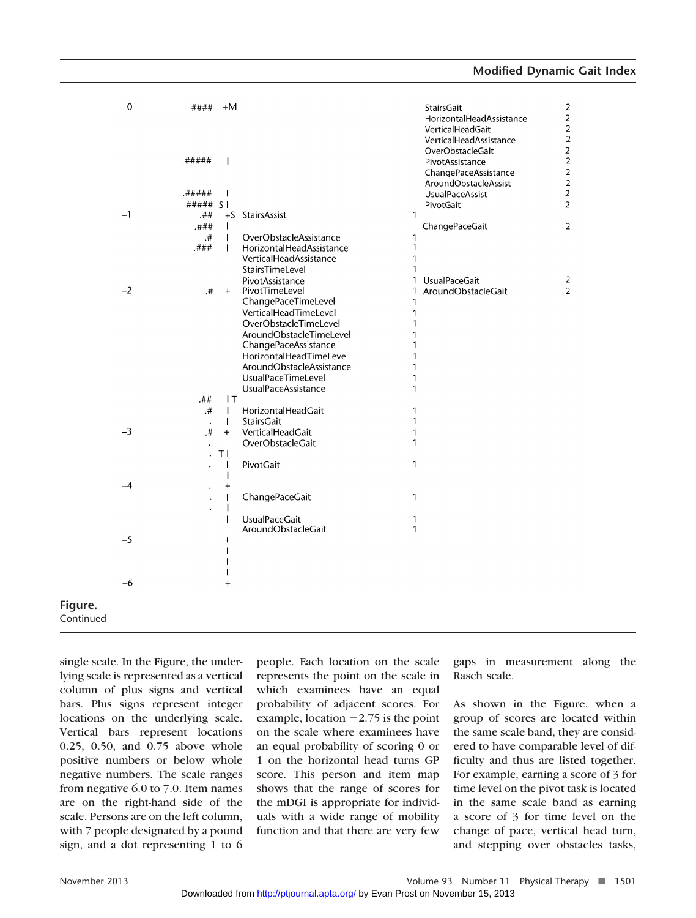```
 0          ####  +M                                                        StairsGait                    2
                                                                            HorizontalHeadAssistance      2
                                                                            VerticalHeadGait              2
                                                                            VerticalHeadAssistance        2
                                                                            OverObstacleGait              2
           .#####  |                                                        PivotAssistance               2
                                                                            ChangePaceAssistance          2
                                                                            AroundObstacleAssist          2
           .#####  |                                                        UsualPaceAssist               2
           ##### S |                                                        PivotGait                     2
-1           .##  +S  StairsAssist                                1
            .###   |                                                        ChangePaceGait                2
              .#   |  OverObstacleAssistance                      1
            .###   |  HorizontalHeadAssistance                    1
                      VerticalHeadAssistance                      1
                      StairsTimeLevel                             1
                      PivotAssistance                             1         UsualPaceGait                 2
-2            .#   +  PivotTimeLevel                              1         AroundObstacleGait            2
                      ChangePaceTimeLevel                         1
                      VerticalHeadTimeLevel                       1
                      OverObstacleTimeLevel                       1
                      AroundObstacleTimeLevel                     1
                      ChangePaceAssistance                        1
                      HorizontalHeadTimeLevel                     1
                      AroundObstacleAssistance                    1
                      UsualPaceTimeLevel                          1
                      UsualPaceAssistance                         1
             .##  |T
              .#   |  HorizontalHeadGait                          1
               .   |  StairsGait                                  1
-3            .#   +  VerticalHeadGait                            1
               .      OverObstacleGait                            1
               .  T|
               .   |  PivotGait                                   1
                   |
-4             .   +
               .   |  ChangePaceGait                              1
               .   |
                   |  UsualPaceGait                               1
                      AroundObstacleGait                          1
-5                 +
                   |
                   |
                   |
-6                 +
```

**Figure.**
Continued

single scale. In the Figure, the underlying scale is represented as a vertical column of plus signs and vertical bars. Plus signs represent integer locations on the underlying scale. Vertical bars represent locations 0.25, 0.50, and 0.75 above whole positive numbers or below whole negative numbers. The scale ranges from negative 6.0 to 7.0. Item names are on the right-hand side of the scale. Persons are on the left column, with 7 people designated by a pound sign, and a dot representing 1 to 6 people. Each location on the scale represents the point on the scale in which examinees have an equal probability of adjacent scores. For example, location −2.75 is the point on the scale where examinees have an equal probability of scoring 0 or 1 on the horizontal head turns GP score. This person and item map shows that the range of scores for the mDGI is appropriate for individuals with a wide range of mobility function and that there are very few gaps in measurement along the Rasch scale.

As shown in the Figure, when a group of scores are located within the same scale band, they are considered to have comparable level of difficulty and thus are listed together. For example, earning a score of 3 for time level on the pivot task is located in the same scale band as earning a score of 3 for time level on the change of pace, vertical head turn, and stepping over obstacles tasks,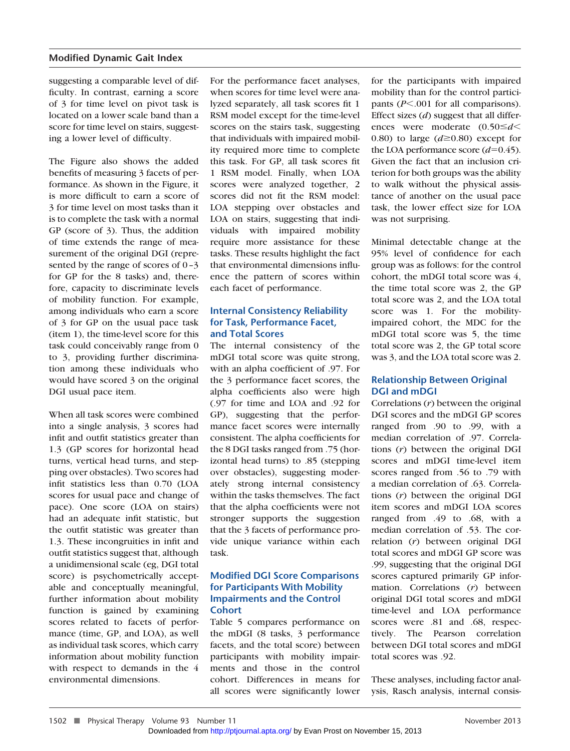suggesting a comparable level of difficulty. In contrast, earning a score of 3 for time level on pivot task is located on a lower scale band than a score for time level on stairs, suggesting a lower level of difficulty.

The Figure also shows the added benefits of measuring 3 facets of performance. As shown in the Figure, it is more difficult to earn a score of 3 for time level on most tasks than it is to complete the task with a normal GP (score of 3). Thus, the addition of time extends the range of measurement of the original DGI (represented by the range of scores of 0–3 for GP for the 8 tasks) and, therefore, capacity to discriminate levels of mobility function. For example, among individuals who earn a score of 3 for GP on the usual pace task (item 1), the time-level score for this task could conceivably range from 0 to 3, providing further discrimination among these individuals who would have scored 3 on the original DGI usual pace item.

When all task scores were combined into a single analysis, 3 scores had infit and outfit statistics greater than 1.3 (GP scores for horizontal head turns, vertical head turns, and stepping over obstacles). Two scores had infit statistics less than 0.70 (LOA scores for usual pace and change of pace). One score (LOA on stairs) had an adequate infit statistic, but the outfit statistic was greater than 1.3. These incongruities in infit and outfit statistics suggest that, although a unidimensional scale (eg, DGI total score) is psychometrically acceptable and conceptually meaningful, further information about mobility function is gained by examining scores related to facets of performance (time, GP, and LOA), as well as individual task scores, which carry information about mobility function with respect to demands in the 4 environmental dimensions.

For the performance facet analyses, when scores for time level were analyzed separately, all task scores fit 1 RSM model except for the time-level scores on the stairs task, suggesting that individuals with impaired mobility required more time to complete this task. For GP, all task scores fit 1 RSM model. Finally, when LOA scores were analyzed together, 2 scores did not fit the RSM model: LOA stepping over obstacles and LOA on stairs, suggesting that individuals with impaired mobility require more assistance for these tasks. These results highlight the fact that environmental dimensions influence the pattern of scores within each facet of performance.

## Internal Consistency Reliability for Task, Performance Facet, and Total Scores

The internal consistency of the mDGI total score was quite strong, with an alpha coefficient of .97. For the 3 performance facet scores, the alpha coefficients also were high (.97 for time and LOA and .92 for GP), suggesting that the performance facet scores were internally consistent. The alpha coefficients for the 8 DGI tasks ranged from .75 (horizontal head turns) to .85 (stepping over obstacles), suggesting moderately strong internal consistency within the tasks themselves. The fact that the alpha coefficients were not stronger supports the suggestion that the 3 facets of performance provide unique variance within each task.

## Modified DGI Score Comparisons for Participants With Mobility Impairments and the Control Cohort

Table 5 compares performance on the mDGI (8 tasks, 3 performance facets, and the total score) between participants with mobility impairments and those in the control cohort. Differences in means for all scores were significantly lower for the participants with impaired mobility than for the control participants ($P<.001$ for all comparisons). Effect sizes (*d*) suggest that all differences were moderate ($0.50 \leq d < 0.80$) to large ($d \geq 0.80$) except for the LOA performance score ($d=0.45$). Given the fact that an inclusion criterion for both groups was the ability to walk without the physical assistance of another on the usual pace task, the lower effect size for LOA was not surprising.

Minimal detectable change at the 95% level of confidence for each group was as follows: for the control cohort, the mDGI total score was 4, the time total score was 2, the GP total score was 2, and the LOA total score was 1. For the mobility-impaired cohort, the MDC for the mDGI total score was 5, the time total score was 2, the GP total score was 3, and the LOA total score was 2.

## Relationship Between Original DGI and mDGI

Correlations (*r*) between the original DGI scores and the mDGI GP scores ranged from .90 to .99, with a median correlation of .97. Correlations (*r*) between the original DGI scores and mDGI time-level item scores ranged from .56 to .79 with a median correlation of .63. Correlations (*r*) between the original DGI item scores and mDGI LOA scores ranged from .49 to .68, with a median correlation of .53. The correlation (*r*) between original DGI total scores and mDGI GP score was .99, suggesting that the original DGI scores captured primarily GP information. Correlations (*r*) between original DGI total scores and mDGI time-level and LOA performance scores were .81 and .68, respectively. The Pearson correlation between DGI total scores and mDGI total scores was .92.

These analyses, including factor analysis, Rasch analysis, internal consis-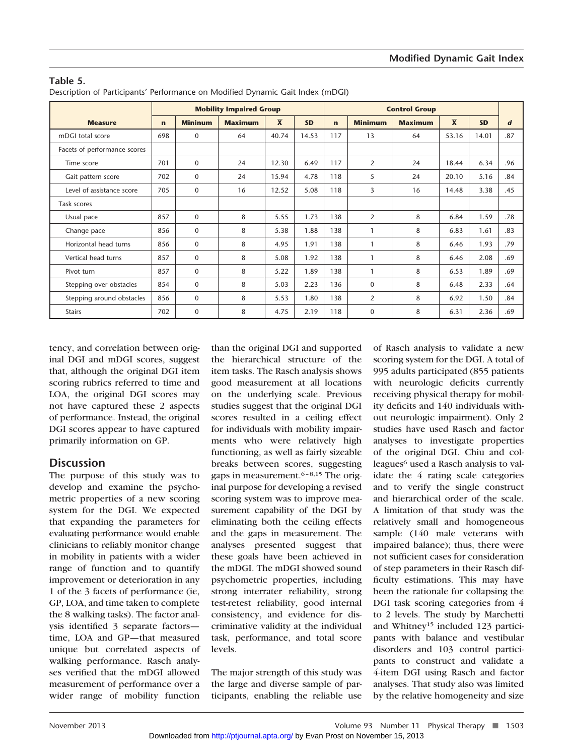**Table 5.**
Description of Participants' Performance on Modified Dynamic Gait Index (mDGI)

| | Mobility Impaired Group | | | | | Control Group | | | | | |
|---|---|---|---|---|---|---|---|---|---|---|---|
| **Measure** | **n** | **Mininum** | **Maximum** | **$\bar{X}$** | **SD** | **n** | **Minimum** | **Maximum** | **$\bar{X}$** | **SD** | ***d*** |
| mDGI total score | 698 | 0 | 64 | 40.74 | 14.53 | 117 | 13 | 64 | 53.16 | 14.01 | .87 |
| Facets of performance scores | | | | | | | | | | | |
| Time score | 701 | 0 | 24 | 12.30 | 6.49 | 117 | 2 | 24 | 18.44 | 6.34 | .96 |
| Gait pattern score | 702 | 0 | 24 | 15.94 | 4.78 | 118 | 5 | 24 | 20.10 | 5.16 | .84 |
| Level of assistance score | 705 | 0 | 16 | 12.52 | 5.08 | 118 | 3 | 16 | 14.48 | 3.38 | .45 |
| Task scores | | | | | | | | | | | |
| Usual pace | 857 | 0 | 8 | 5.55 | 1.73 | 138 | 2 | 8 | 6.84 | 1.59 | .78 |
| Change pace | 856 | 0 | 8 | 5.38 | 1.88 | 138 | 1 | 8 | 6.83 | 1.61 | .83 |
| Horizontal head turns | 856 | 0 | 8 | 4.95 | 1.91 | 138 | 1 | 8 | 6.46 | 1.93 | .79 |
| Vertical head turns | 857 | 0 | 8 | 5.08 | 1.92 | 138 | 1 | 8 | 6.46 | 2.08 | .69 |
| Pivot turn | 857 | 0 | 8 | 5.22 | 1.89 | 138 | 1 | 8 | 6.53 | 1.89 | .69 |
| Stepping over obstacles | 854 | 0 | 8 | 5.03 | 2.23 | 136 | 0 | 8 | 6.48 | 2.33 | .64 |
| Stepping around obstacles | 856 | 0 | 8 | 5.53 | 1.80 | 138 | 2 | 8 | 6.92 | 1.50 | .84 |
| Stairs | 702 | 0 | 8 | 4.75 | 2.19 | 118 | 0 | 8 | 6.31 | 2.36 | .69 |

tency, and correlation between original DGI and mDGI scores, suggest that, although the original DGI item scoring rubrics referred to time and LOA, the original DGI scores may not have captured these 2 aspects of performance. Instead, the original DGI scores appear to have captured primarily information on GP.

## Discussion

The purpose of this study was to develop and examine the psychometric properties of a new scoring system for the DGI. We expected that expanding the parameters for evaluating performance would enable clinicians to reliably monitor change in mobility in patients with a wider range of function and to quantify improvement or deterioration in any 1 of the 3 facets of performance (ie, GP, LOA, and time taken to complete the 8 walking tasks). The factor analysis identified 3 separate factors—time, LOA and GP—that measured unique but correlated aspects of walking performance. Rasch analyses verified that the mDGI allowed measurement of performance over a wider range of mobility function than the original DGI and supported the hierarchical structure of the item tasks. The Rasch analysis shows good measurement at all locations on the underlying scale. Previous studies suggest that the original DGI scores resulted in a ceiling effect for individuals with mobility impairments who were relatively high functioning, as well as fairly sizeable breaks between scores, suggesting gaps in measurement.[6–8,15] The original purpose for developing a revised scoring system was to improve measurement capability of the DGI by eliminating both the ceiling effects and the gaps in measurement. The analyses presented suggest that these goals have been achieved in the mDGI. The mDGI showed sound psychometric properties, including strong interrater reliability, strong test-retest reliability, good internal consistency, and evidence for discriminative validity at the individual task, performance, and total score levels.

The major strength of this study was the large and diverse sample of participants, enabling the reliable use of Rasch analysis to validate a new scoring system for the DGI. A total of 995 adults participated (855 patients with neurologic deficits currently receiving physical therapy for mobility deficits and 140 individuals without neurologic impairment). Only 2 studies have used Rasch and factor analyses to investigate properties of the original DGI. Chiu and colleagues[6] used a Rasch analysis to validate the 4 rating scale categories and to verify the single construct and hierarchical order of the scale. A limitation of that study was the relatively small and homogeneous sample (140 male veterans with impaired balance); thus, there were not sufficient cases for consideration of step parameters in their Rasch difficulty estimations. This may have been the rationale for collapsing the DGI task scoring categories from 4 to 2 levels. The study by Marchetti and Whitney[15] included 123 participants with balance and vestibular disorders and 103 control participants to construct and validate a 4-item DGI using Rasch and factor analyses. That study also was limited by the relative homogeneity and size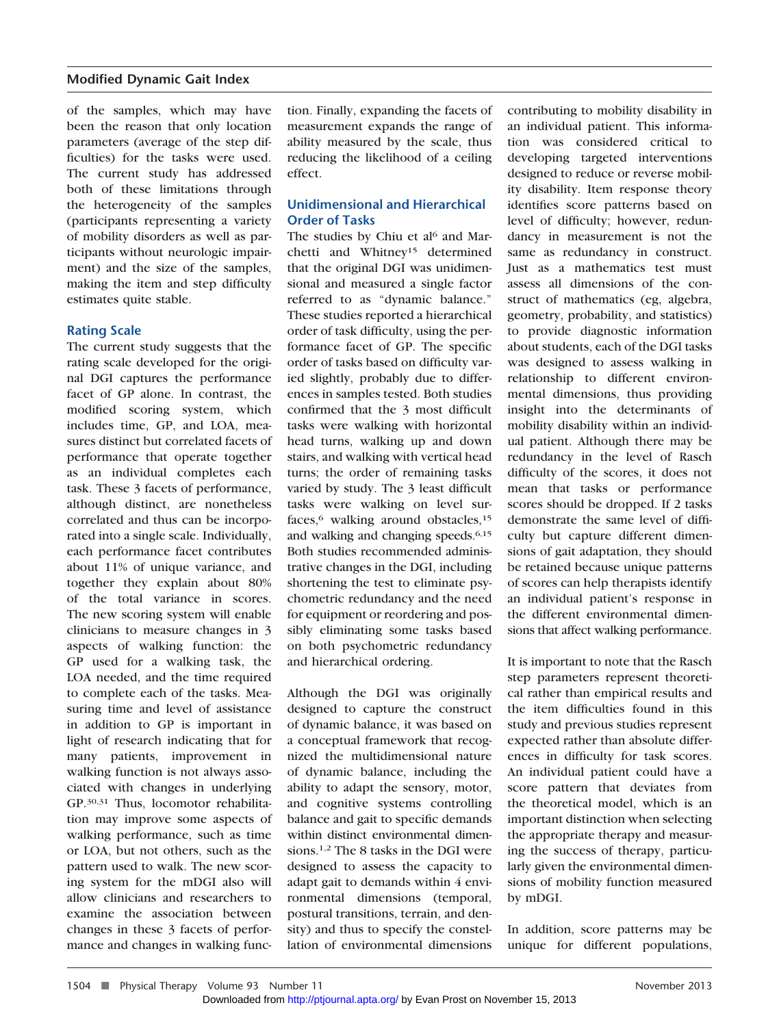of the samples, which may have been the reason that only location parameters (average of the step difficulties) for the tasks were used. The current study has addressed both of these limitations through the heterogeneity of the samples (participants representing a variety of mobility disorders as well as participants without neurologic impairment) and the size of the samples, making the item and step difficulty estimates quite stable.

## Rating Scale

The current study suggests that the rating scale developed for the original DGI captures the performance facet of GP alone. In contrast, the modified scoring system, which includes time, GP, and LOA, measures distinct but correlated facets of performance that operate together as an individual completes each task. These 3 facets of performance, although distinct, are nonetheless correlated and thus can be incorporated into a single scale. Individually, each performance facet contributes about 11% of unique variance, and together they explain about 80% of the total variance in scores. The new scoring system will enable clinicians to measure changes in 3 aspects of walking function: the GP used for a walking task, the LOA needed, and the time required to complete each of the tasks. Measuring time and level of assistance in addition to GP is important in light of research indicating that for many patients, improvement in walking function is not always associated with changes in underlying GP.[30,31] Thus, locomotor rehabilitation may improve some aspects of walking performance, such as time or LOA, but not others, such as the pattern used to walk. The new scoring system for the mDGI also will allow clinicians and researchers to examine the association between changes in these 3 facets of performance and changes in walking function. Finally, expanding the facets of measurement expands the range of ability measured by the scale, thus reducing the likelihood of a ceiling effect.

## Unidimensional and Hierarchical Order of Tasks

The studies by Chiu et al[6] and Marchetti and Whitney[15] determined that the original DGI was unidimensional and measured a single factor referred to as "dynamic balance." These studies reported a hierarchical order of task difficulty, using the performance facet of GP. The specific order of tasks based on difficulty varied slightly, probably due to differences in samples tested. Both studies confirmed that the 3 most difficult tasks were walking with horizontal head turns, walking up and down stairs, and walking with vertical head turns; the order of remaining tasks varied by study. The 3 least difficult tasks were walking on level surfaces,[6] walking around obstacles,[15] and walking and changing speeds.[6,15] Both studies recommended administrative changes in the DGI, including shortening the test to eliminate psychometric redundancy and the need for equipment or reordering and possibly eliminating some tasks based on both psychometric redundancy and hierarchical ordering.

Although the DGI was originally designed to capture the construct of dynamic balance, it was based on a conceptual framework that recognized the multidimensional nature of dynamic balance, including the ability to adapt the sensory, motor, and cognitive systems controlling balance and gait to specific demands within distinct environmental dimensions.[1,2] The 8 tasks in the DGI were designed to assess the capacity to adapt gait to demands within 4 environmental dimensions (temporal, postural transitions, terrain, and density) and thus to specify the constellation of environmental dimensions contributing to mobility disability in an individual patient. This information was considered critical to developing targeted interventions designed to reduce or reverse mobility disability. Item response theory identifies score patterns based on level of difficulty; however, redundancy in measurement is not the same as redundancy in construct. Just as a mathematics test must assess all dimensions of the construct of mathematics (eg, algebra, geometry, probability, and statistics) to provide diagnostic information about students, each of the DGI tasks was designed to assess walking in relationship to different environmental dimensions, thus providing insight into the determinants of mobility disability within an individual patient. Although there may be redundancy in the level of Rasch difficulty of the scores, it does not mean that tasks or performance scores should be dropped. If 2 tasks demonstrate the same level of difficulty but capture different dimensions of gait adaptation, they should be retained because unique patterns of scores can help therapists identify an individual patient's response in the different environmental dimensions that affect walking performance.

It is important to note that the Rasch step parameters represent theoretical rather than empirical results and the item difficulties found in this study and previous studies represent expected rather than absolute differences in difficulty for task scores. An individual patient could have a score pattern that deviates from the theoretical model, which is an important distinction when selecting the appropriate therapy and measuring the success of therapy, particularly given the environmental dimensions of mobility function measured by mDGI.

In addition, score patterns may be unique for different populations,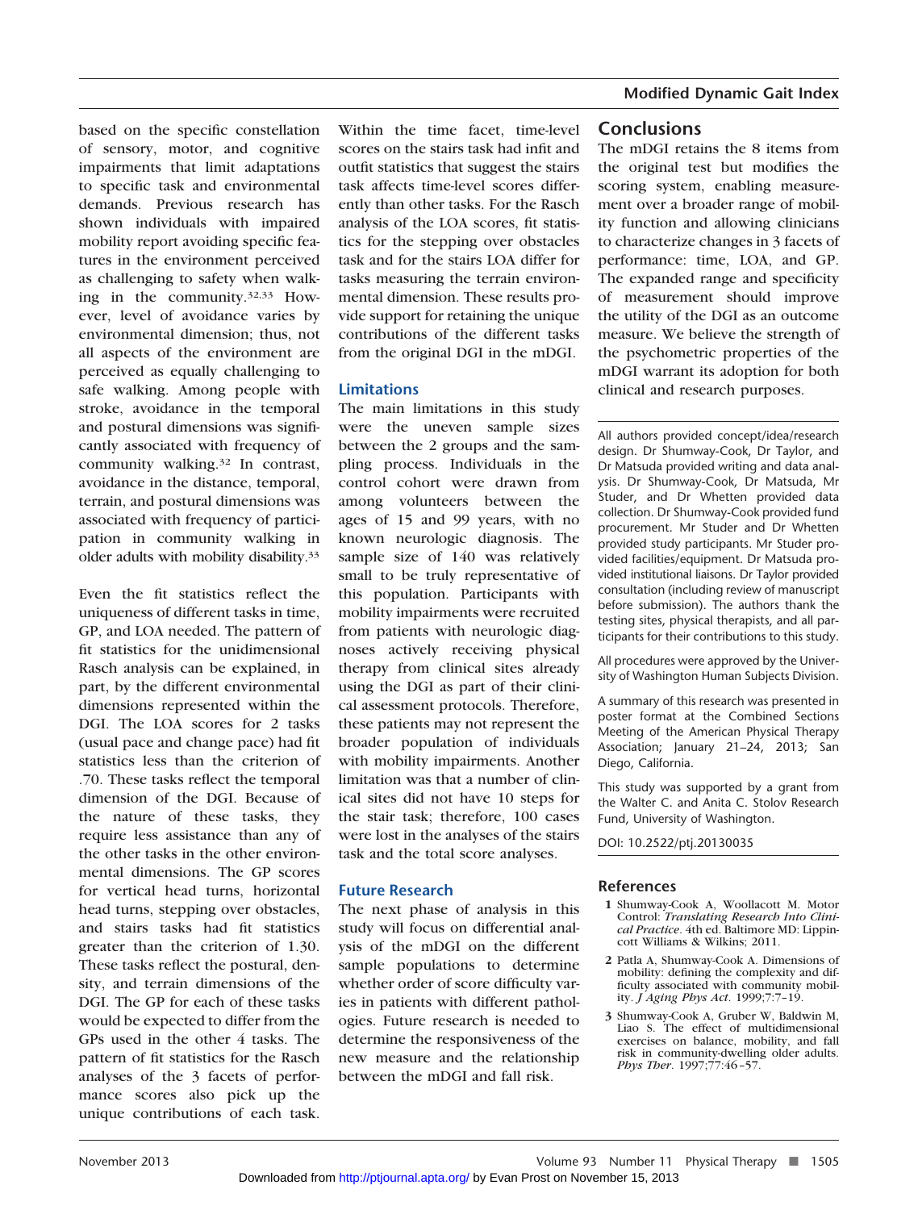based on the specific constellation of sensory, motor, and cognitive impairments that limit adaptations to specific task and environmental demands. Previous research has shown individuals with impaired mobility report avoiding specific features in the environment perceived as challenging to safety when walking in the community.[32,33] However, level of avoidance varies by environmental dimension; thus, not all aspects of the environment are perceived as equally challenging to safe walking. Among people with stroke, avoidance in the temporal and postural dimensions was significantly associated with frequency of community walking.[32] In contrast, avoidance in the distance, temporal, terrain, and postural dimensions was associated with frequency of participation in community walking in older adults with mobility disability.[33]

Even the fit statistics reflect the uniqueness of different tasks in time, GP, and LOA needed. The pattern of fit statistics for the unidimensional Rasch analysis can be explained, in part, by the different environmental dimensions represented within the DGI. The LOA scores for 2 tasks (usual pace and change pace) had fit statistics less than the criterion of .70. These tasks reflect the temporal dimension of the DGI. Because of the nature of these tasks, they require less assistance than any of the other tasks in the other environmental dimensions. The GP scores for vertical head turns, horizontal head turns, stepping over obstacles, and stairs tasks had fit statistics greater than the criterion of 1.30. These tasks reflect the postural, density, and terrain dimensions of the DGI. The GP for each of these tasks would be expected to differ from the GPs used in the other 4 tasks. The pattern of fit statistics for the Rasch analyses of the 3 facets of performance scores also pick up the unique contributions of each task. Within the time facet, time-level scores on the stairs task had infit and outfit statistics that suggest the stairs task affects time-level scores differently than other tasks. For the Rasch analysis of the LOA scores, fit statistics for the stepping over obstacles task and for the stairs LOA differ for tasks measuring the terrain environmental dimension. These results provide support for retaining the unique contributions of the different tasks from the original DGI in the mDGI.

## Limitations

The main limitations in this study were the uneven sample sizes between the 2 groups and the sampling process. Individuals in the control cohort were drawn from among volunteers between the ages of 15 and 99 years, with no known neurologic diagnosis. The sample size of 140 was relatively small to be truly representative of this population. Participants with mobility impairments were recruited from patients with neurologic diagnoses actively receiving physical therapy from clinical sites already using the DGI as part of their clinical assessment protocols. Therefore, these patients may not represent the broader population of individuals with mobility impairments. Another limitation was that a number of clinical sites did not have 10 steps for the stair task; therefore, 100 cases were lost in the analyses of the stairs task and the total score analyses.

## Future Research

The next phase of analysis in this study will focus on differential analysis of the mDGI on the different sample populations to determine whether order of score difficulty varies in patients with different pathologies. Future research is needed to determine the responsiveness of the new measure and the relationship between the mDGI and fall risk.

## Conclusions

The mDGI retains the 8 items from the original test but modifies the scoring system, enabling measurement over a broader range of mobility function and allowing clinicians to characterize changes in 3 facets of performance: time, LOA, and GP. The expanded range and specificity of measurement should improve the utility of the DGI as an outcome measure. We believe the strength of the psychometric properties of the mDGI warrant its adoption for both clinical and research purposes.

---

All authors provided concept/idea/research design. Dr Shumway-Cook, Dr Taylor, and Dr Matsuda provided writing and data analysis. Dr Shumway-Cook, Dr Matsuda, Mr Studer, and Dr Whetten provided data collection. Dr Shumway-Cook provided fund procurement. Mr Studer and Dr Whetten provided study participants. Mr Studer provided facilities/equipment. Dr Matsuda provided institutional liaisons. Dr Taylor provided consultation (including review of manuscript before submission). The authors thank the testing sites, physical therapists, and all participants for their contributions to this study.

All procedures were approved by the University of Washington Human Subjects Division.

A summary of this research was presented in poster format at the Combined Sections Meeting of the American Physical Therapy Association; January 21–24, 2013; San Diego, California.

This study was supported by a grant from the Walter C. and Anita C. Stolov Research Fund, University of Washington.

DOI: 10.2522/ptj.20130035

---

## References

1 Shumway-Cook A, Woollacott M. Motor Control: *Translating Research Into Clinical Practice*. 4th ed. Baltimore MD: Lippincott Williams & Wilkins; 2011.

2 Patla A, Shumway-Cook A. Dimensions of mobility: defining the complexity and difficulty associated with community mobility. *J Aging Phys Act*. 1999;7:7–19.

3 Shumway-Cook A, Gruber W, Baldwin M, Liao S. The effect of multidimensional exercises on balance, mobility, and fall risk in community-dwelling older adults. *Phys Ther*. 1997;77:46–57.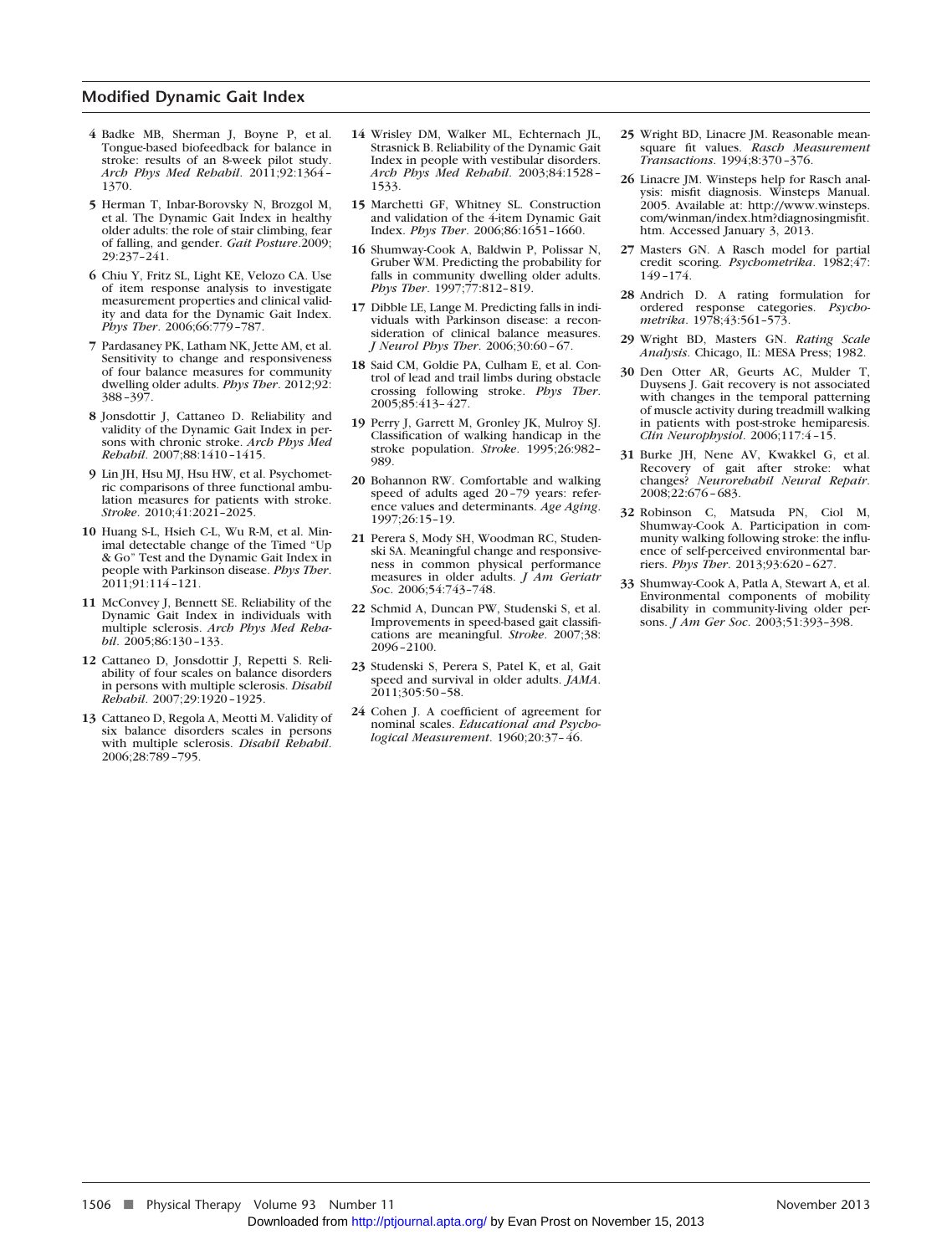4 Badke MB, Sherman J, Boyne P, et al. Tongue-based biofeedback for balance in stroke: results of an 8-week pilot study. *Arch Phys Med Rehabil*. 2011;92:1364–1370.

5 Herman T, Inbar-Borovsky N, Brozgol M, et al. The Dynamic Gait Index in healthy older adults: the role of stair climbing, fear of falling, and gender. *Gait Posture*.2009;29:237–241.

6 Chiu Y, Fritz SL, Light KE, Velozo CA. Use of item response analysis to investigate measurement properties and clinical validity and data for the Dynamic Gait Index. *Phys Ther*. 2006;66:779–787.

7 Pardasaney PK, Latham NK, Jette AM, et al. Sensitivity to change and responsiveness of four balance measures for community dwelling older adults. *Phys Ther*. 2012;92:388–397.

8 Jonsdottir J, Cattaneo D. Reliability and validity of the Dynamic Gait Index in persons with chronic stroke. *Arch Phys Med Rehabil*. 2007;88:1410–1415.

9 Lin JH, Hsu MJ, Hsu HW, et al. Psychometric comparisons of three functional ambulation measures for patients with stroke. *Stroke*. 2010;41:2021–2025.

10 Huang S-L, Hsieh C-L, Wu R-M, et al. Minimal detectable change of the Timed "Up & Go" Test and the Dynamic Gait Index in people with Parkinson disease. *Phys Ther*. 2011;91:114–121.

11 McConvey J, Bennett SE. Reliability of the Dynamic Gait Index in individuals with multiple sclerosis. *Arch Phys Med Rehabil*. 2005;86:130–133.

12 Cattaneo D, Jonsdottir J, Repetti S. Reliability of four scales on balance disorders in persons with multiple sclerosis. *Disabil Rehabil*. 2007;29:1920–1925.

13 Cattaneo D, Regola A, Meotti M. Validity of six balance disorders scales in persons with multiple sclerosis. *Disabil Rehabil*. 2006;28:789–795.

14 Wrisley DM, Walker ML, Echternach JL, Strasnick B. Reliability of the Dynamic Gait Index in people with vestibular disorders. *Arch Phys Med Rehabil*. 2003;84:1528–1533.

15 Marchetti GF, Whitney SL. Construction and validation of the 4-item Dynamic Gait Index. *Phys Ther*. 2006;86:1651–1660.

16 Shumway-Cook A, Baldwin P, Polissar N, Gruber WM. Predicting the probability for falls in community dwelling older adults. *Phys Ther*. 1997;77:812–819.

17 Dibble LE, Lange M. Predicting falls in individuals with Parkinson disease: a reconsideration of clinical balance measures. *J Neurol Phys Ther*. 2006;30:60–67.

18 Said CM, Goldie PA, Culham E, et al. Control of lead and trail limbs during obstacle crossing following stroke. *Phys Ther*. 2005;85:413–427.

19 Perry J, Garrett M, Gronley JK, Mulroy SJ. Classification of walking handicap in the stroke population. *Stroke*. 1995;26:982–989.

20 Bohannon RW. Comfortable and walking speed of adults aged 20–79 years: reference values and determinants. *Age Aging*. 1997;26:15–19.

21 Perera S, Mody SH, Woodman RC, Studenski SA. Meaningful change and responsiveness in common physical performance measures in older adults. *J Am Geriatr Soc*. 2006;54:743–748.

22 Schmid A, Duncan PW, Studenski S, et al. Improvements in speed-based gait classifications are meaningful. *Stroke*. 2007;38:2096–2100.

23 Studenski S, Perera S, Patel K, et al, Gait speed and survival in older adults. *JAMA*. 2011;305:50–58.

24 Cohen J. A coefficient of agreement for nominal scales. *Educational and Psychological Measurement*. 1960;20:37–46.

25 Wright BD, Linacre JM. Reasonable mean-square fit values. *Rasch Measurement Transactions*. 1994;8:370–376.

26 Linacre JM. Winsteps help for Rasch analysis: misfit diagnosis. Winsteps Manual. 2005. Available at: http://www.winsteps.com/winman/index.htm?diagnosingmisfit.htm. Accessed January 3, 2013.

27 Masters GN. A Rasch model for partial credit scoring. *Psychometrika*. 1982;47:149–174.

28 Andrich D. A rating formulation for ordered response categories. *Psychometrika*. 1978;43:561–573.

29 Wright BD, Masters GN. *Rating Scale Analysis*. Chicago, IL: MESA Press; 1982.

30 Den Otter AR, Geurts AC, Mulder T, Duysens J. Gait recovery is not associated with changes in the temporal patterning of muscle activity during treadmill walking in patients with post-stroke hemiparesis. *Clin Neurophysiol*. 2006;117:4–15.

31 Burke JH, Nene AV, Kwakkel G, et al. Recovery of gait after stroke: what changes? *Neurorehabil Neural Repair*. 2008;22:676–683.

32 Robinson C, Matsuda PN, Ciol M, Shumway-Cook A. Participation in community walking following stroke: the influence of self-perceived environmental barriers. *Phys Ther*. 2013;93:620–627.

33 Shumway-Cook A, Patla A, Stewart A, et al. Environmental components of mobility disability in community-living older persons. *J Am Ger Soc*. 2003;51:393–398.